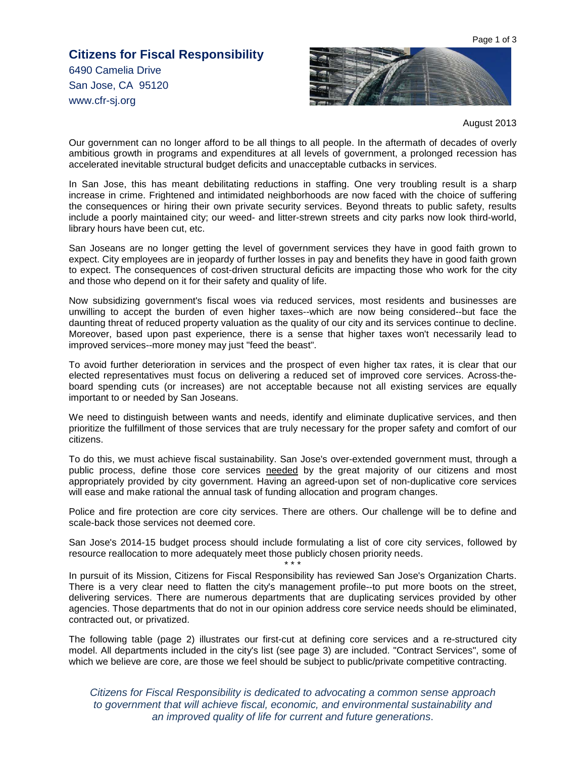# Citizens for Fiscal Responsibility

6490 Camelia Drive
San Jose, CA 95120
www.cfr-sj.org

August 2013

Our government can no longer afford to be all things to all people. In the aftermath of decades of overly ambitious growth in programs and expenditures at all levels of government, a prolonged recession has accelerated inevitable structural budget deficits and unacceptable cutbacks in services.

In San Jose, this has meant debilitating reductions in staffing. One very troubling result is a sharp increase in crime. Frightened and intimidated neighborhoods are now faced with the choice of suffering the consequences or hiring their own private security services. Beyond threats to public safety, results include a poorly maintained city; our weed- and litter-strewn streets and city parks now look third-world, library hours have been cut, etc.

San Joseans are no longer getting the level of government services they have in good faith grown to expect. City employees are in jeopardy of further losses in pay and benefits they have in good faith grown to expect. The consequences of cost-driven structural deficits are impacting those who work for the city and those who depend on it for their safety and quality of life.

Now subsidizing government's fiscal woes via reduced services, most residents and businesses are unwilling to accept the burden of even higher taxes--which are now being considered--but face the daunting threat of reduced property valuation as the quality of our city and its services continue to decline. Moreover, based upon past experience, there is a sense that higher taxes won't necessarily lead to improved services--more money may just "feed the beast".

To avoid further deterioration in services and the prospect of even higher tax rates, it is clear that our elected representatives must focus on delivering a reduced set of improved core services. Across-the-board spending cuts (or increases) are not acceptable because not all existing services are equally important to or needed by San Joseans.

We need to distinguish between wants and needs, identify and eliminate duplicative services, and then prioritize the fulfillment of those services that are truly necessary for the proper safety and comfort of our citizens.

To do this, we must achieve fiscal sustainability. San Jose's over-extended government must, through a public process, define those core services <u>needed</u> by the great majority of our citizens and most appropriately provided by city government. Having an agreed-upon set of non-duplicative core services will ease and make rational the annual task of funding allocation and program changes.

Police and fire protection are core city services. There are others. Our challenge will be to define and scale-back those services not deemed core.

San Jose's 2014-15 budget process should include formulating a list of core city services, followed by resource reallocation to more adequately meet those publicly chosen priority needs.

\* \* \*

In pursuit of its Mission, Citizens for Fiscal Responsibility has reviewed San Jose's Organization Charts. There is a very clear need to flatten the city's management profile--to put more boots on the street, delivering services. There are numerous departments that are duplicating services provided by other agencies. Those departments that do not in our opinion address core service needs should be eliminated, contracted out, or privatized.

The following table (page 2) illustrates our first-cut at defining core services and a re-structured city model. All departments included in the city's list (see page 3) are included. "Contract Services", some of which we believe are core, are those we feel should be subject to public/private competitive contracting.

*Citizens for Fiscal Responsibility is dedicated to advocating a common sense approach to government that will achieve fiscal, economic, and environmental sustainability and an improved quality of life for current and future generations.*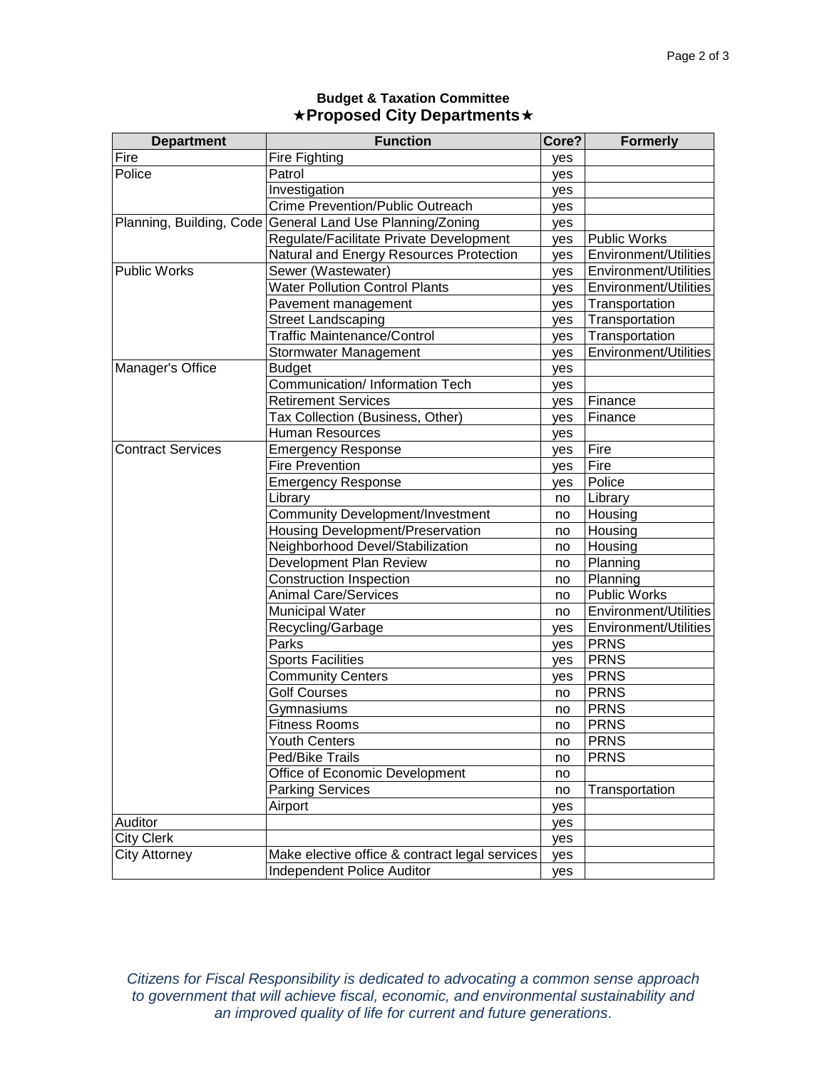**Budget & Taxation Committee**

## ★Proposed City Departments★

| Department | Function | Core? | Formerly |
|---|---|---|---|
| Fire | Fire Fighting | yes | |
| Police | Patrol | yes | |
| | Investigation | yes | |
| | Crime Prevention/Public Outreach | yes | |
| Planning, Building, Code | General Land Use Planning/Zoning | yes | |
| | Regulate/Facilitate Private Development | yes | Public Works |
| | Natural and Energy Resources Protection | yes | Environment/Utilities |
| Public Works | Sewer (Wastewater) | yes | Environment/Utilities |
| | Water Pollution Control Plants | yes | Environment/Utilities |
| | Pavement management | yes | Transportation |
| | Street Landscaping | yes | Transportation |
| | Traffic Maintenance/Control | yes | Transportation |
| | Stormwater Management | yes | Environment/Utilities |
| Manager's Office | Budget | yes | |
| | Communication/ Information Tech | yes | |
| | Retirement Services | yes | Finance |
| | Tax Collection (Business, Other) | yes | Finance |
| | Human Resources | yes | |
| Contract Services | Emergency Response | yes | Fire |
| | Fire Prevention | yes | Fire |
| | Emergency Response | yes | Police |
| | Library | no | Library |
| | Community Development/Investment | no | Housing |
| | Housing Development/Preservation | no | Housing |
| | Neighborhood Devel/Stabilization | no | Housing |
| | Development Plan Review | no | Planning |
| | Construction Inspection | no | Planning |
| | Animal Care/Services | no | Public Works |
| | Municipal Water | no | Environment/Utilities |
| | Recycling/Garbage | yes | Environment/Utilities |
| | Parks | yes | PRNS |
| | Sports Facilities | yes | PRNS |
| | Community Centers | yes | PRNS |
| | Golf Courses | no | PRNS |
| | Gymnasiums | no | PRNS |
| | Fitness Rooms | no | PRNS |
| | Youth Centers | no | PRNS |
| | Ped/Bike Trails | no | PRNS |
| | Office of Economic Development | no | |
| | Parking Services | no | Transportation |
| | Airport | yes | |
| Auditor | | yes | |
| City Clerk | | yes | |
| City Attorney | Make elective office & contract legal services | yes | |
| | Independent Police Auditor | yes | |

*Citizens for Fiscal Responsibility is dedicated to advocating a common sense approach to government that will achieve fiscal, economic, and environmental sustainability and an improved quality of life for current and future generations.*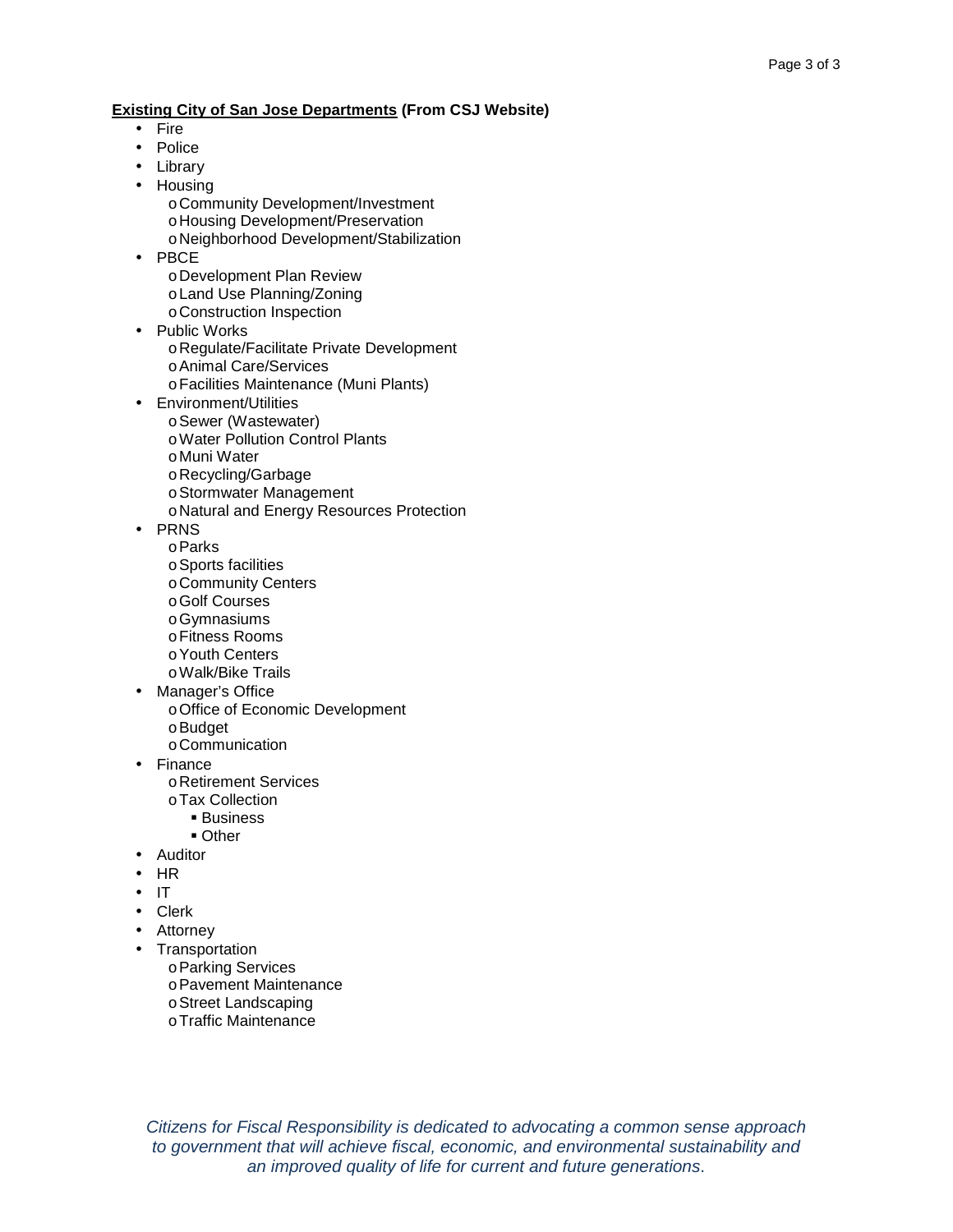**<u>Existing City of San Jose Departments</u> (From CSJ Website)**

- Fire
- Police
- Library
- Housing
  - Community Development/Investment
  - Housing Development/Preservation
  - Neighborhood Development/Stabilization
- PBCE
  - Development Plan Review
  - Land Use Planning/Zoning
  - Construction Inspection
- Public Works
  - Regulate/Facilitate Private Development
  - Animal Care/Services
  - Facilities Maintenance (Muni Plants)
- Environment/Utilities
  - Sewer (Wastewater)
  - Water Pollution Control Plants
  - Muni Water
  - Recycling/Garbage
  - Stormwater Management
  - Natural and Energy Resources Protection
- PRNS
  - Parks
  - Sports facilities
  - Community Centers
  - Golf Courses
  - Gymnasiums
  - Fitness Rooms
  - Youth Centers
  - Walk/Bike Trails
- Manager's Office
  - Office of Economic Development
  - Budget
  - Communication
- Finance
  - Retirement Services
  - Tax Collection
    - Business
    - Other
- Auditor
- HR
- IT
- Clerk
- Attorney
- Transportation
  - Parking Services
  - Pavement Maintenance
  - Street Landscaping
  - Traffic Maintenance

*Citizens for Fiscal Responsibility is dedicated to advocating a common sense approach to government that will achieve fiscal, economic, and environmental sustainability and an improved quality of life for current and future generations.*